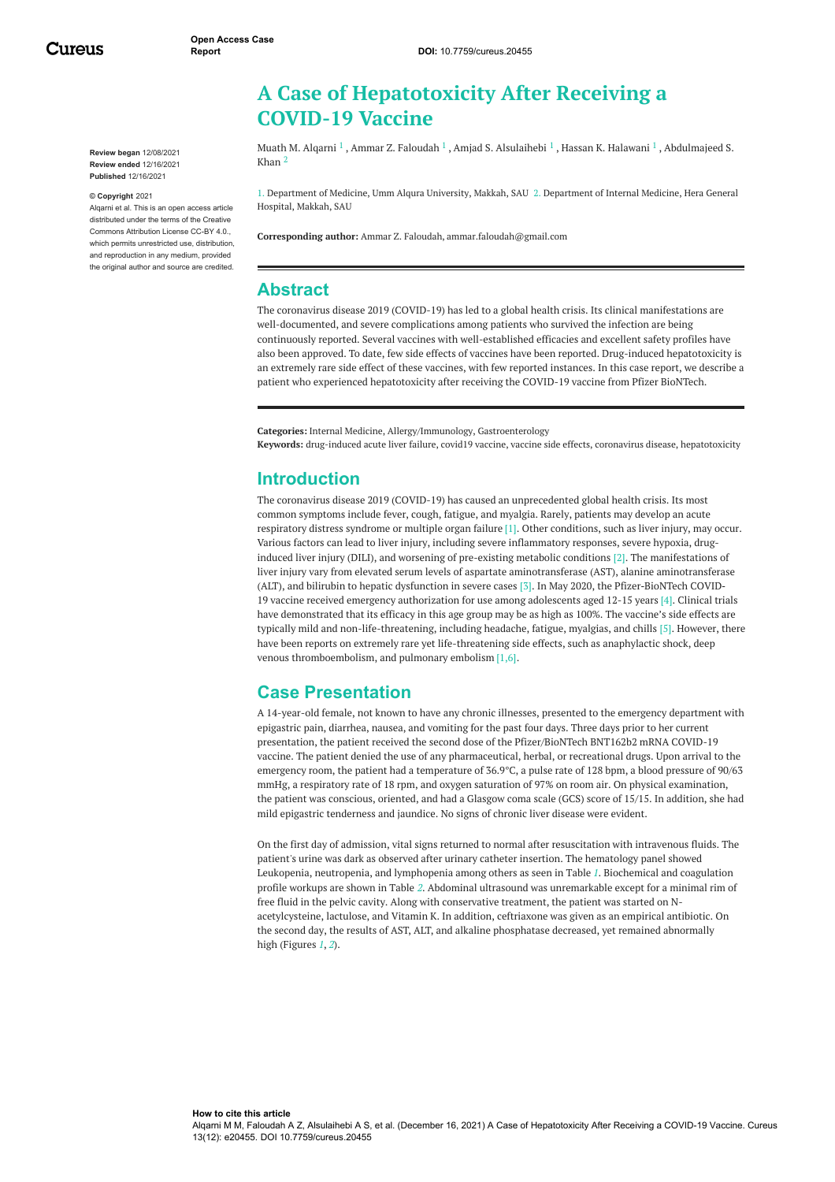Open Access Case Report

DOI: 10.7759/cureus.20455

# A Case of Hepatotoxicity After Receiving a COVID-19 Vaccine

Muath M. Alqarni [1] , Ammar Z. Faloudah [1] , Amjad S. Alsulaihebi [1] , Hassan K. Halawani [1] , Abdulmajeed S. Khan [2]

1. Department of Medicine, Umm Alqura University, Makkah, SAU 2. Department of Internal Medicine, Hera General Hospital, Makkah, SAU

**Corresponding author:** Ammar Z. Faloudah, ammar.faloudah@gmail.com

**Review began** 12/08/2021
**Review ended** 12/16/2021
**Published** 12/16/2021

**© Copyright** 2021
Alqarni et al. This is an open access article distributed under the terms of the Creative Commons Attribution License CC-BY 4.0., which permits unrestricted use, distribution, and reproduction in any medium, provided the original author and source are credited.

## Abstract

The coronavirus disease 2019 (COVID-19) has led to a global health crisis. Its clinical manifestations are well-documented, and severe complications among patients who survived the infection are being continuously reported. Several vaccines with well-established efficacies and excellent safety profiles have also been approved. To date, few side effects of vaccines have been reported. Drug-induced hepatotoxicity is an extremely rare side effect of these vaccines, with few reported instances. In this case report, we describe a patient who experienced hepatotoxicity after receiving the COVID-19 vaccine from Pfizer BioNTech.

**Categories:** Internal Medicine, Allergy/Immunology, Gastroenterology
**Keywords:** drug-induced acute liver failure, covid19 vaccine, vaccine side effects, coronavirus disease, hepatotoxicity

## Introduction

The coronavirus disease 2019 (COVID-19) has caused an unprecedented global health crisis. Its most common symptoms include fever, cough, fatigue, and myalgia. Rarely, patients may develop an acute respiratory distress syndrome or multiple organ failure [1]. Other conditions, such as liver injury, may occur. Various factors can lead to liver injury, including severe inflammatory responses, severe hypoxia, drug-induced liver injury (DILI), and worsening of pre-existing metabolic conditions [2]. The manifestations of liver injury vary from elevated serum levels of aspartate aminotransferase (AST), alanine aminotransferase (ALT), and bilirubin to hepatic dysfunction in severe cases [3]. In May 2020, the Pfizer-BioNTech COVID-19 vaccine received emergency authorization for use among adolescents aged 12-15 years [4]. Clinical trials have demonstrated that its efficacy in this age group may be as high as 100%. The vaccine's side effects are typically mild and non-life-threatening, including headache, fatigue, myalgias, and chills [5]. However, there have been reports on extremely rare yet life-threatening side effects, such as anaphylactic shock, deep venous thromboembolism, and pulmonary embolism [1,6].

## Case Presentation

A 14-year-old female, not known to have any chronic illnesses, presented to the emergency department with epigastric pain, diarrhea, nausea, and vomiting for the past four days. Three days prior to her current presentation, the patient received the second dose of the Pfizer/BioNTech BNT162b2 mRNA COVID-19 vaccine. The patient denied the use of any pharmaceutical, herbal, or recreational drugs. Upon arrival to the emergency room, the patient had a temperature of 36.9°C, a pulse rate of 128 bpm, a blood pressure of 90/63 mmHg, a respiratory rate of 18 rpm, and oxygen saturation of 97% on room air. On physical examination, the patient was conscious, oriented, and had a Glasgow coma scale (GCS) score of 15/15. In addition, she had mild epigastric tenderness and jaundice. No signs of chronic liver disease were evident.

On the first day of admission, vital signs returned to normal after resuscitation with intravenous fluids. The patient's urine was dark as observed after urinary catheter insertion. The hematology panel showed Leukopenia, neutropenia, and lymphopenia among others as seen in Table *1*. Biochemical and coagulation profile workups are shown in Table *2*. Abdominal ultrasound was unremarkable except for a minimal rim of free fluid in the pelvic cavity. Along with conservative treatment, the patient was started on N-acetylcysteine, lactulose, and Vitamin K. In addition, ceftriaxone was given as an empirical antibiotic. On the second day, the results of AST, ALT, and alkaline phosphatase decreased, yet remained abnormally high (Figures *1*, *2*).

**How to cite this article**
Alqarni M M, Faloudah A Z, Alsulaihebi A S, et al. (December 16, 2021) A Case of Hepatotoxicity After Receiving a COVID-19 Vaccine. Cureus 13(12): e20455. DOI 10.7759/cureus.20455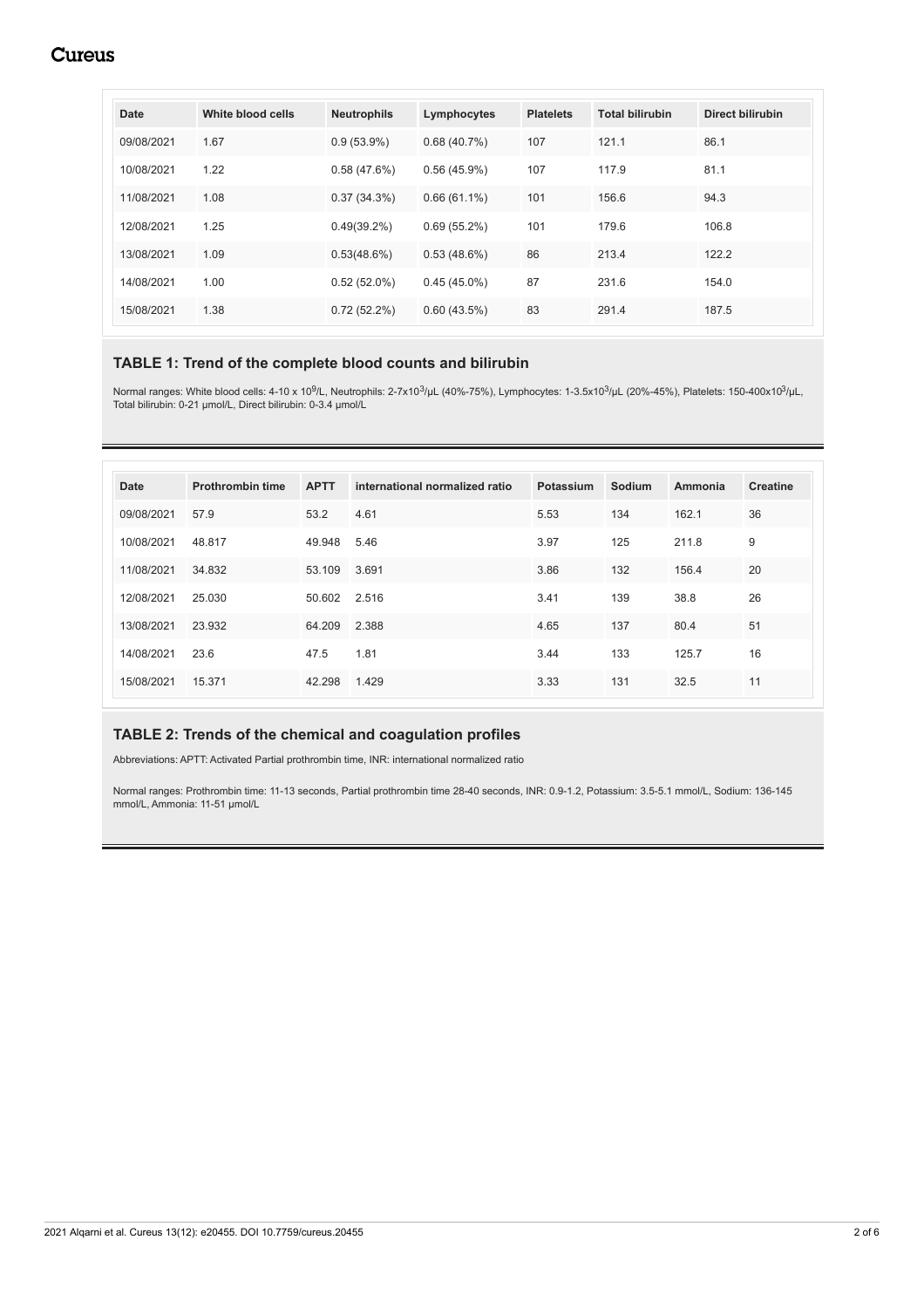| Date | White blood cells | Neutrophils | Lymphocytes | Platelets | Total bilirubin | Direct bilirubin |
|---|---|---|---|---|---|---|
| 09/08/2021 | 1.67 | 0.9 (53.9%) | 0.68 (40.7%) | 107 | 121.1 | 86.1 |
| 10/08/2021 | 1.22 | 0.58 (47.6%) | 0.56 (45.9%) | 107 | 117.9 | 81.1 |
| 11/08/2021 | 1.08 | 0.37 (34.3%) | 0.66 (61.1%) | 101 | 156.6 | 94.3 |
| 12/08/2021 | 1.25 | 0.49(39.2%) | 0.69 (55.2%) | 101 | 179.6 | 106.8 |
| 13/08/2021 | 1.09 | 0.53(48.6%) | 0.53 (48.6%) | 86 | 213.4 | 122.2 |
| 14/08/2021 | 1.00 | 0.52 (52.0%) | 0.45 (45.0%) | 87 | 231.6 | 154.0 |
| 15/08/2021 | 1.38 | 0.72 (52.2%) | 0.60 (43.5%) | 83 | 291.4 | 187.5 |

**TABLE 1: Trend of the complete blood counts and bilirubin**

Normal ranges: White blood cells: 4-10 x $10^9$/L, Neutrophils: 2-7x$10^3$/μL (40%-75%), Lymphocytes: 1-3.5x$10^3$/μL (20%-45%), Platelets: 150-400x$10^3$/μL, Total bilirubin: 0-21 μmol/L, Direct bilirubin: 0-3.4 μmol/L

| Date | Prothrombin time | APTT | international normalized ratio | Potassium | Sodium | Ammonia | Creatine |
|---|---|---|---|---|---|---|---|
| 09/08/2021 | 57.9 | 53.2 | 4.61 | 5.53 | 134 | 162.1 | 36 |
| 10/08/2021 | 48.817 | 49.948 | 5.46 | 3.97 | 125 | 211.8 | 9 |
| 11/08/2021 | 34.832 | 53.109 | 3.691 | 3.86 | 132 | 156.4 | 20 |
| 12/08/2021 | 25.030 | 50.602 | 2.516 | 3.41 | 139 | 38.8 | 26 |
| 13/08/2021 | 23.932 | 64.209 | 2.388 | 4.65 | 137 | 80.4 | 51 |
| 14/08/2021 | 23.6 | 47.5 | 1.81 | 3.44 | 133 | 125.7 | 16 |
| 15/08/2021 | 15.371 | 42.298 | 1.429 | 3.33 | 131 | 32.5 | 11 |

**TABLE 2: Trends of the chemical and coagulation profiles**

Abbreviations: APTT: Activated Partial prothrombin time, INR: international normalized ratio

Normal ranges: Prothrombin time: 11-13 seconds, Partial prothrombin time 28-40 seconds, INR: 0.9-1.2, Potassium: 3.5-5.1 mmol/L, Sodium: 136-145 mmol/L, Ammonia: 11-51 μmol/L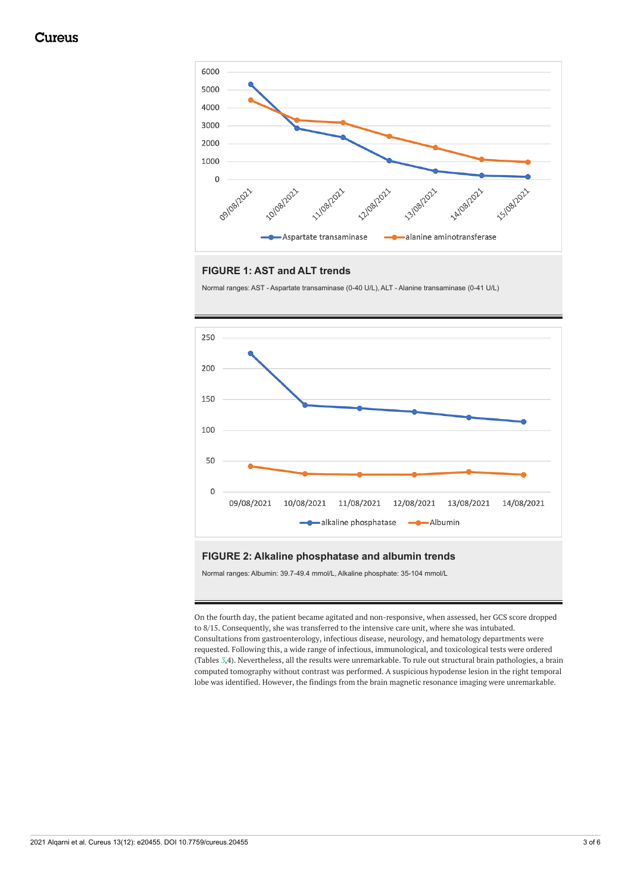**FIGURE 1: AST and ALT trends**

Normal ranges: AST - Aspartate transaminase (0-40 U/L), ALT - Alanine transaminase (0-41 U/L)

**FIGURE 2: Alkaline phosphatase and albumin trends**

Normal ranges: Albumin: 39.7-49.4 mmol/L, Alkaline phosphate: 35-104 mmol/L

On the fourth day, the patient became agitated and non-responsive, when assessed, her GCS score dropped to 8/15. Consequently, she was transferred to the intensive care unit, where she was intubated. Consultations from gastroenterology, infectious disease, neurology, and hematology departments were requested. Following this, a wide range of infectious, immunological, and toxicological tests were ordered (Tables 3,4). Nevertheless, all the results were unremarkable. To rule out structural brain pathologies, a brain computed tomography without contrast was performed. A suspicious hypodense lesion in the right temporal lobe was identified. However, the findings from the brain magnetic resonance imaging were unremarkable.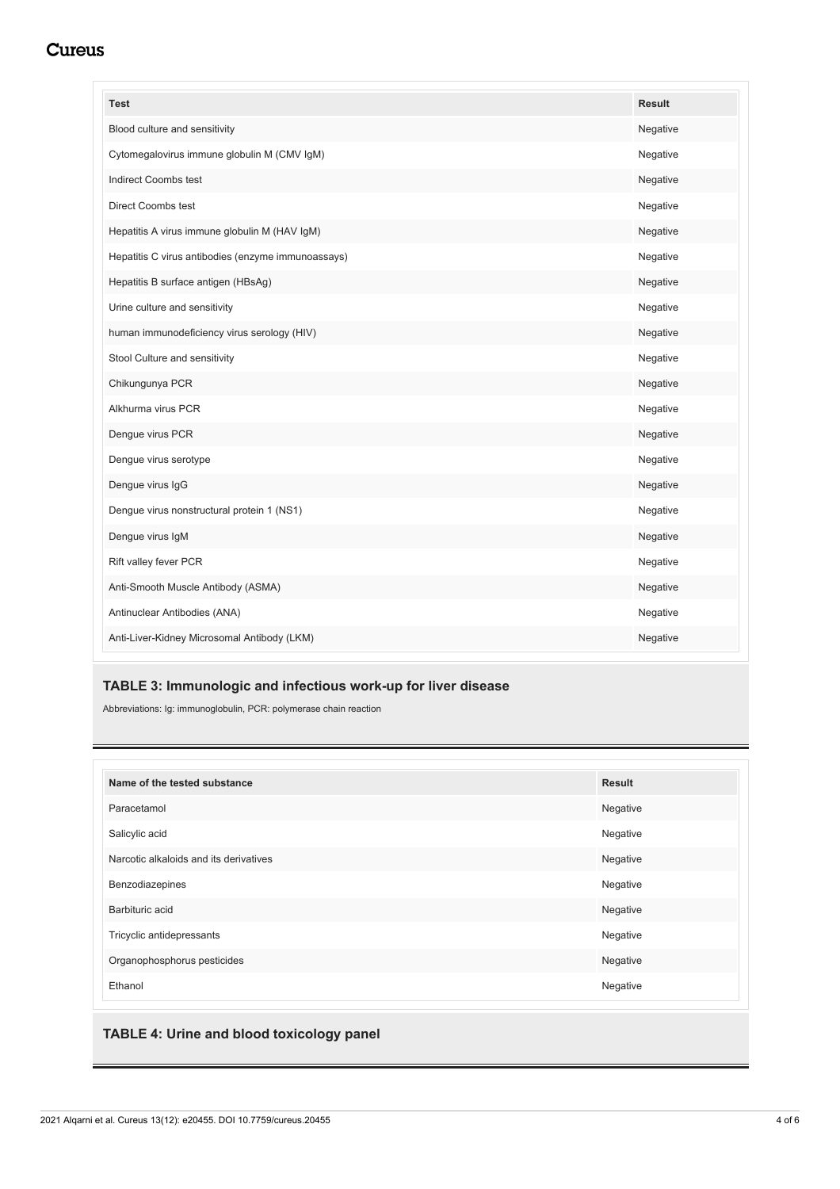| Test | Result |
| --- | --- |
| Blood culture and sensitivity | Negative |
| Cytomegalovirus immune globulin M (CMV IgM) | Negative |
| Indirect Coombs test | Negative |
| Direct Coombs test | Negative |
| Hepatitis A virus immune globulin M (HAV IgM) | Negative |
| Hepatitis C virus antibodies (enzyme immunoassays) | Negative |
| Hepatitis B surface antigen (HBsAg) | Negative |
| Urine culture and sensitivity | Negative |
| human immunodeficiency virus serology (HIV) | Negative |
| Stool Culture and sensitivity | Negative |
| Chikungunya PCR | Negative |
| Alkhurma virus PCR | Negative |
| Dengue virus PCR | Negative |
| Dengue virus serotype | Negative |
| Dengue virus IgG | Negative |
| Dengue virus nonstructural protein 1 (NS1) | Negative |
| Dengue virus IgM | Negative |
| Rift valley fever PCR | Negative |
| Anti-Smooth Muscle Antibody (ASMA) | Negative |
| Antinuclear Antibodies (ANA) | Negative |
| Anti-Liver-Kidney Microsomal Antibody (LKM) | Negative |

**TABLE 3: Immunologic and infectious work-up for liver disease**

Abbreviations: Ig: immunoglobulin, PCR: polymerase chain reaction

| Name of the tested substance | Result |
| --- | --- |
| Paracetamol | Negative |
| Salicylic acid | Negative |
| Narcotic alkaloids and its derivatives | Negative |
| Benzodiazepines | Negative |
| Barbituric acid | Negative |
| Tricyclic antidepressants | Negative |
| Organophosphorus pesticides | Negative |
| Ethanol | Negative |

**TABLE 4: Urine and blood toxicology panel**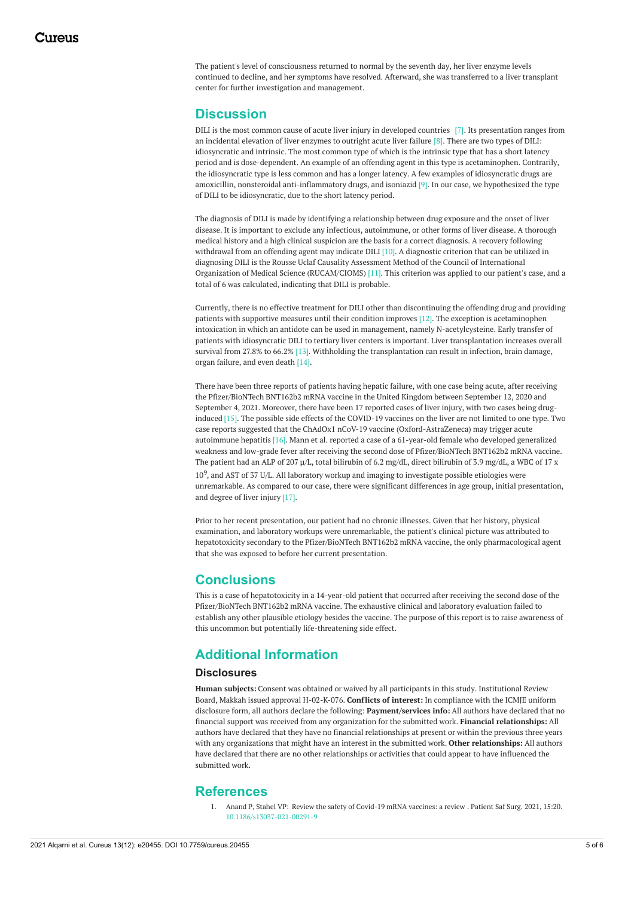The patient's level of consciousness returned to normal by the seventh day, her liver enzyme levels continued to decline, and her symptoms have resolved. Afterward, she was transferred to a liver transplant center for further investigation and management.

## Discussion

DILI is the most common cause of acute liver injury in developed countries [7]. Its presentation ranges from an incidental elevation of liver enzymes to outright acute liver failure [8]. There are two types of DILI: idiosyncratic and intrinsic. The most common type of which is the intrinsic type that has a short latency period and is dose-dependent. An example of an offending agent in this type is acetaminophen. Contrarily, the idiosyncratic type is less common and has a longer latency. A few examples of idiosyncratic drugs are amoxicillin, nonsteroidal anti-inflammatory drugs, and isoniazid [9]. In our case, we hypothesized the type of DILI to be idiosyncratic, due to the short latency period.

The diagnosis of DILI is made by identifying a relationship between drug exposure and the onset of liver disease. It is important to exclude any infectious, autoimmune, or other forms of liver disease. A thorough medical history and a high clinical suspicion are the basis for a correct diagnosis. A recovery following withdrawal from an offending agent may indicate DILI [10]. A diagnostic criterion that can be utilized in diagnosing DILI is the Rousse Uclaf Causality Assessment Method of the Council of International Organization of Medical Science (RUCAM/CIOMS) [11]. This criterion was applied to our patient's case, and a total of 6 was calculated, indicating that DILI is probable.

Currently, there is no effective treatment for DILI other than discontinuing the offending drug and providing patients with supportive measures until their condition improves [12]. The exception is acetaminophen intoxication in which an antidote can be used in management, namely N-acetylcysteine. Early transfer of patients with idiosyncratic DILI to tertiary liver centers is important. Liver transplantation increases overall survival from 27.8% to 66.2% [13]. Withholding the transplantation can result in infection, brain damage, organ failure, and even death [14].

There have been three reports of patients having hepatic failure, with one case being acute, after receiving the Pfizer/BioNTech BNT162b2 mRNA vaccine in the United Kingdom between September 12, 2020 and September 4, 2021. Moreover, there have been 17 reported cases of liver injury, with two cases being drug-induced [15]. The possible side effects of the COVID-19 vaccines on the liver are not limited to one type. Two case reports suggested that the ChAdOx1 nCoV-19 vaccine (Oxford-AstraZeneca) may trigger acute autoimmune hepatitis [16]. Mann et al. reported a case of a 61-year-old female who developed generalized weakness and low-grade fever after receiving the second dose of Pfizer/BioNTech BNT162b2 mRNA vaccine. The patient had an ALP of 207 μ/L, total bilirubin of 6.2 mg/dL, direct bilirubin of 3.9 mg/dL, a WBC of 17 x $10^9$, and AST of 37 U/L. All laboratory workup and imaging to investigate possible etiologies were unremarkable. As compared to our case, there were significant differences in age group, initial presentation, and degree of liver injury [17].

Prior to her recent presentation, our patient had no chronic illnesses. Given that her history, physical examination, and laboratory workups were unremarkable, the patient's clinical picture was attributed to hepatotoxicity secondary to the Pfizer/BioNTech BNT162b2 mRNA vaccine, the only pharmacological agent that she was exposed to before her current presentation.

## Conclusions

This is a case of hepatotoxicity in a 14-year-old patient that occurred after receiving the second dose of the Pfizer/BioNTech BNT162b2 mRNA vaccine. The exhaustive clinical and laboratory evaluation failed to establish any other plausible etiology besides the vaccine. The purpose of this report is to raise awareness of this uncommon but potentially life-threatening side effect.

## Additional Information

### Disclosures

**Human subjects:** Consent was obtained or waived by all participants in this study. Institutional Review Board, Makkah issued approval H-02-K-076. **Conflicts of interest:** In compliance with the ICMJE uniform disclosure form, all authors declare the following: **Payment/services info:** All authors have declared that no financial support was received from any organization for the submitted work. **Financial relationships:** All authors have declared that they have no financial relationships at present or within the previous three years with any organizations that might have an interest in the submitted work. **Other relationships:** All authors have declared that there are no other relationships or activities that could appear to have influenced the submitted work.

## References

1. Anand P, Stahel VP: Review the safety of Covid-19 mRNA vaccines: a review . Patient Saf Surg. 2021, 15:20. 10.1186/s13037-021-00291-9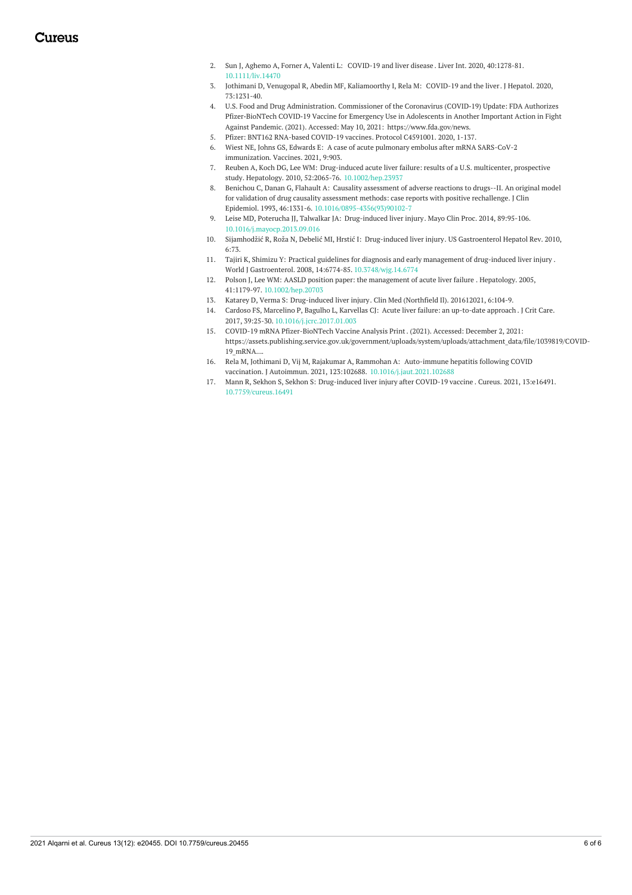2. Sun J, Aghemo A, Forner A, Valenti L: COVID-19 and liver disease . Liver Int. 2020, 40:1278-81. 10.1111/liv.14470
3. Jothimani D, Venugopal R, Abedin MF, Kaliamoorthy I, Rela M: COVID-19 and the liver . J Hepatol. 2020, 73:1231-40.
4. U.S. Food and Drug Administration. Commissioner of the Coronavirus (COVID-19) Update: FDA Authorizes Pfizer-BioNTech COVID-19 Vaccine for Emergency Use in Adolescents in Another Important Action in Fight Against Pandemic. (2021). Accessed: May 10, 2021: https://www.fda.gov/news.
5. Pfizer: BNT162 RNA-based COVID-19 vaccines. Protocol C4591001. 2020, 1-137.
6. Wiest NE, Johns GS, Edwards E: A case of acute pulmonary embolus after mRNA SARS-CoV-2 immunization. Vaccines. 2021, 9:903.
7. Reuben A, Koch DG, Lee WM: Drug-induced acute liver failure: results of a U.S. multicenter, prospective study. Hepatology. 2010, 52:2065-76. 10.1002/hep.23937
8. Benichou C, Danan G, Flahault A: Causality assessment of adverse reactions to drugs--II. An original model for validation of drug causality assessment methods: case reports with positive rechallenge. J Clin Epidemiol. 1993, 46:1331-6. 10.1016/0895-4356(93)90102-7
9. Leise MD, Poterucha JJ, Talwalkar JA: Drug-induced liver injury. Mayo Clin Proc. 2014, 89:95-106. 10.1016/j.mayocp.2013.09.016
10. Sijamhodžić R, Roža N, Debelić MI, Hrstić I: Drug-induced liver injury. US Gastroenterol Hepatol Rev. 2010, 6:73.
11. Tajiri K, Shimizu Y: Practical guidelines for diagnosis and early management of drug-induced liver injury . World J Gastroenterol. 2008, 14:6774-85. 10.3748/wjg.14.6774
12. Polson J, Lee WM: AASLD position paper: the management of acute liver failure . Hepatology. 2005, 41:1179-97. 10.1002/hep.20703
13. Katarey D, Verma S: Drug-induced liver injury. Clin Med (Northfield Il). 201612021, 6:104-9.
14. Cardoso FS, Marcelino P, Bagulho L, Karvellas CJ: Acute liver failure: an up-to-date approach . J Crit Care. 2017, 39:25-30. 10.1016/j.jcrc.2017.01.003
15. COVID-19 mRNA Pfizer-BioNTech Vaccine Analysis Print . (2021). Accessed: December 2, 2021: https://assets.publishing.service.gov.uk/government/uploads/system/uploads/attachment_data/file/1039819/COVID-19_mRNA....
16. Rela M, Jothimani D, Vij M, Rajakumar A, Rammohan A: Auto-immune hepatitis following COVID vaccination. J Autoimmun. 2021, 123:102688. 10.1016/j.jaut.2021.102688
17. Mann R, Sekhon S, Sekhon S: Drug-induced liver injury after COVID-19 vaccine . Cureus. 2021, 13:e16491. 10.7759/cureus.16491